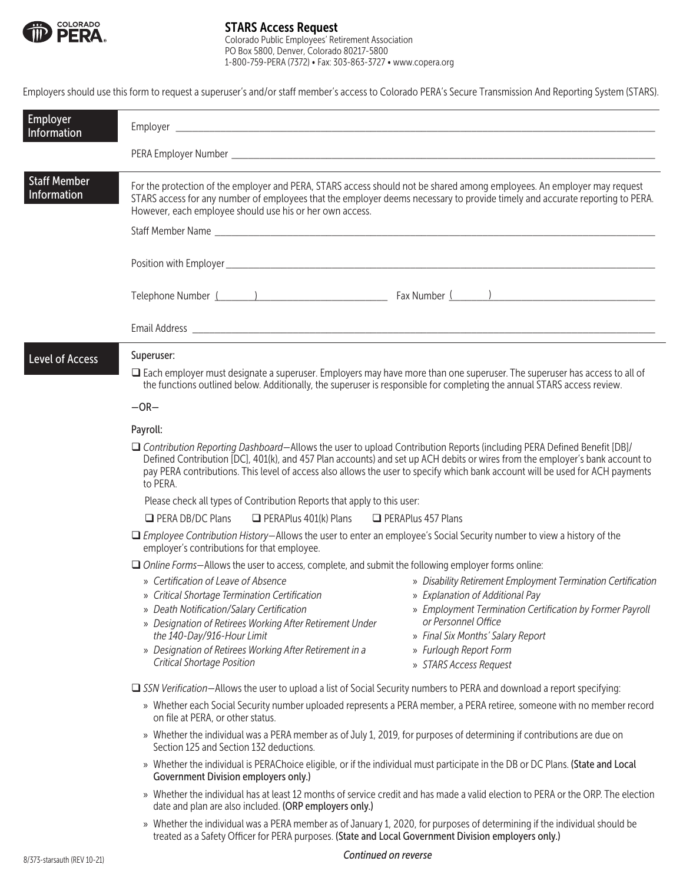# STARS Access Request

Colorado Public Employees' Retirement Association
PO Box 5800, Denver, Colorado 80217-5800
1-800-759-PERA (7372) • Fax: 303-863-3727 • www.copera.org

Employers should use this form to request a superuser's and/or staff member's access to Colorado PERA's Secure Transmission And Reporting System (STARS).

## Employer Information

Employer ______________________________

PERA Employer Number ______________________________

## Staff Member Information

For the protection of the employer and PERA, STARS access should not be shared among employees. An employer may request STARS access for any number of employees that the employer deems necessary to provide timely and accurate reporting to PERA. However, each employee should use his or her own access.

Staff Member Name ______________________________

Position with Employer ______________________________

Telephone Number (______) ______________________________ Fax Number (______) ______________________________

Email Address ______________________________

## Level of Access

**Superuser:**

❑ Each employer must designate a superuser. Employers may have more than one superuser. The superuser has access to all of the functions outlined below. Additionally, the superuser is responsible for completing the annual STARS access review.

—OR—

**Payroll:**

❑ *Contribution Reporting Dashboard*—Allows the user to upload Contribution Reports (including PERA Defined Benefit [DB]/ Defined Contribution [DC], 401(k), and 457 Plan accounts) and set up ACH debits or wires from the employer's bank account to pay PERA contributions. This level of access also allows the user to specify which bank account will be used for ACH payments to PERA.

Please check all types of Contribution Reports that apply to this user:

❑ PERA DB/DC Plans ❑ PERAPlus 401(k) Plans ❑ PERAPlus 457 Plans

❑ *Employee Contribution History*—Allows the user to enter an employee's Social Security number to view a history of the employer's contributions for that employee.

❑ *Online Forms*—Allows the user to access, complete, and submit the following employer forms online:

- *Certification of Leave of Absence*
- *Critical Shortage Termination Certification*
- *Death Notification/Salary Certification*
- *Designation of Retirees Working After Retirement Under the 140-Day/916-Hour Limit*
- *Designation of Retirees Working After Retirement in a Critical Shortage Position*
- *Disability Retirement Employment Termination Certification*
- *Explanation of Additional Pay*
- *Employment Termination Certification by Former Payroll or Personnel Office*
- *Final Six Months' Salary Report*
- *Furlough Report Form*
- *STARS Access Request*

❑ *SSN Verification*—Allows the user to upload a list of Social Security numbers to PERA and download a report specifying:

- Whether each Social Security number uploaded represents a PERA member, a PERA retiree, someone with no member record on file at PERA, or other status.
- Whether the individual was a PERA member as of July 1, 2019, for purposes of determining if contributions are due on Section 125 and Section 132 deductions.
- Whether the individual is PERAChoice eligible, or if the individual must participate in the DB or DC Plans. **(State and Local Government Division employers only.)**
- Whether the individual has at least 12 months of service credit and has made a valid election to PERA or the ORP. The election date and plan are also included. **(ORP employers only.)**
- Whether the individual was a PERA member as of January 1, 2020, for purposes of determining if the individual should be treated as a Safety Officer for PERA purposes. **(State and Local Government Division employers only.)**

8/373-starsauth (REV 10-21)

*Continued on reverse*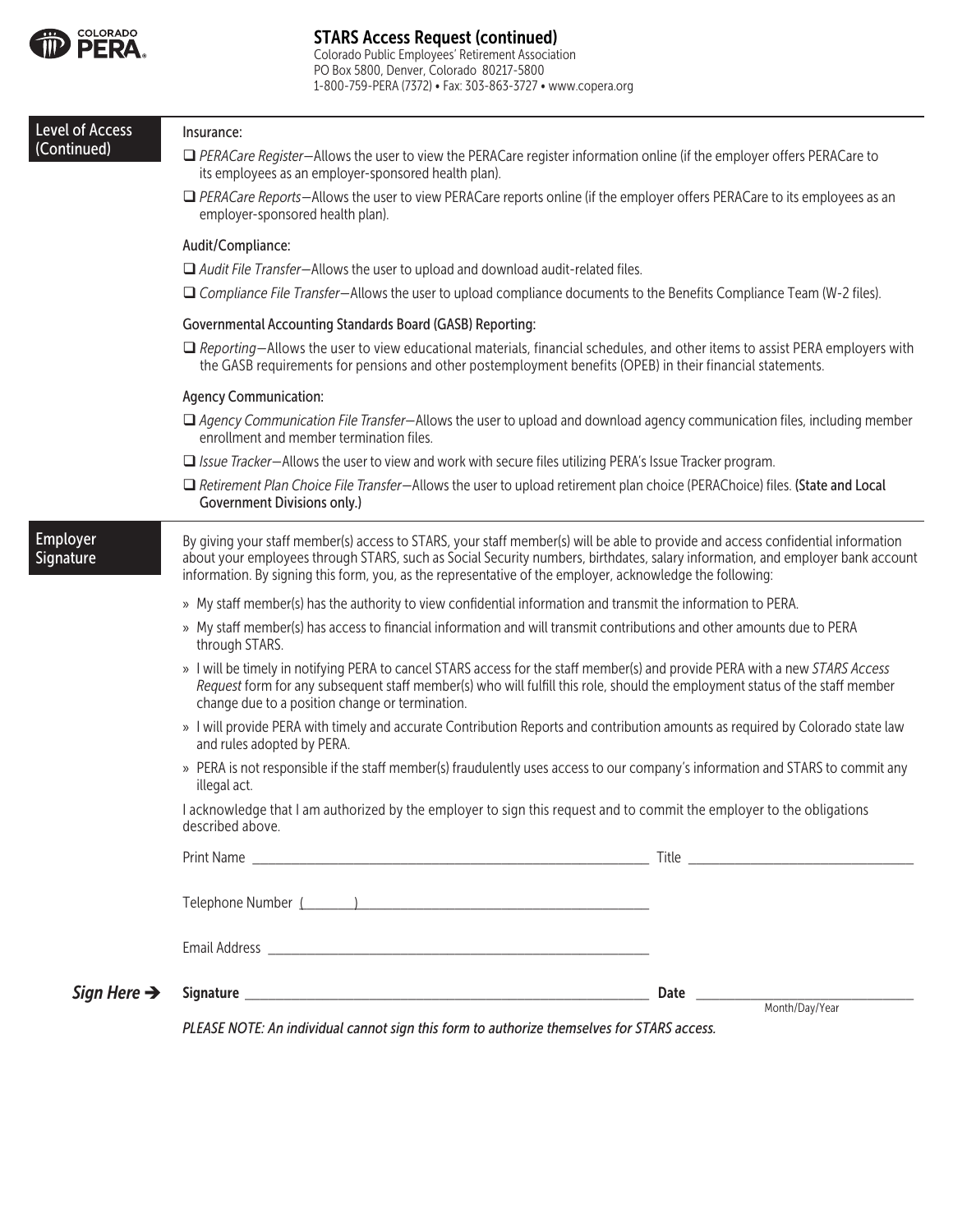# STARS Access Request (continued)

Colorado Public Employees' Retirement Association
PO Box 5800, Denver, Colorado 80217-5800
1-800-759-PERA (7372) • Fax: 303-863-3727 • www.copera.org

## Level of Access (Continued)

**Insurance:**

- ❑ *PERACare Register*—Allows the user to view the PERACare register information online (if the employer offers PERACare to its employees as an employer-sponsored health plan).
- ❑ *PERACare Reports*—Allows the user to view PERACare reports online (if the employer offers PERACare to its employees as an employer-sponsored health plan).

**Audit/Compliance:**

- ❑ *Audit File Transfer*—Allows the user to upload and download audit-related files.
- ❑ *Compliance File Transfer*—Allows the user to upload compliance documents to the Benefits Compliance Team (W-2 files).

**Governmental Accounting Standards Board (GASB) Reporting:**

- ❑ *Reporting*—Allows the user to view educational materials, financial schedules, and other items to assist PERA employers with the GASB requirements for pensions and other postemployment benefits (OPEB) in their financial statements.

**Agency Communication:**

- ❑ *Agency Communication File Transfer*—Allows the user to upload and download agency communication files, including member enrollment and member termination files.
- ❑ *Issue Tracker*—Allows the user to view and work with secure files utilizing PERA's Issue Tracker program.
- ❑ *Retirement Plan Choice File Transfer*—Allows the user to upload retirement plan choice (PERAChoice) files. **(State and Local Government Divisions only.)**

## Employer Signature

By giving your staff member(s) access to STARS, your staff member(s) will be able to provide and access confidential information about your employees through STARS, such as Social Security numbers, birthdates, salary information, and employer bank account information. By signing this form, you, as the representative of the employer, acknowledge the following:

- » My staff member(s) has the authority to view confidential information and transmit the information to PERA.
- » My staff member(s) has access to financial information and will transmit contributions and other amounts due to PERA through STARS.
- » I will be timely in notifying PERA to cancel STARS access for the staff member(s) and provide PERA with a new *STARS Access Request* form for any subsequent staff member(s) who will fulfill this role, should the employment status of the staff member change due to a position change or termination.
- » I will provide PERA with timely and accurate Contribution Reports and contribution amounts as required by Colorado state law and rules adopted by PERA.
- » PERA is not responsible if the staff member(s) fraudulently uses access to our company's information and STARS to commit any illegal act.

I acknowledge that I am authorized by the employer to sign this request and to commit the employer to the obligations described above.

Print Name ______________________________ Title ______________________________

Telephone Number (______) ______________________________

Email Address ______________________________

***Sign Here →*** **Signature** ______________________________ **Date** ______________________________
Month/Day/Year

*PLEASE NOTE: An individual cannot sign this form to authorize themselves for STARS access.*